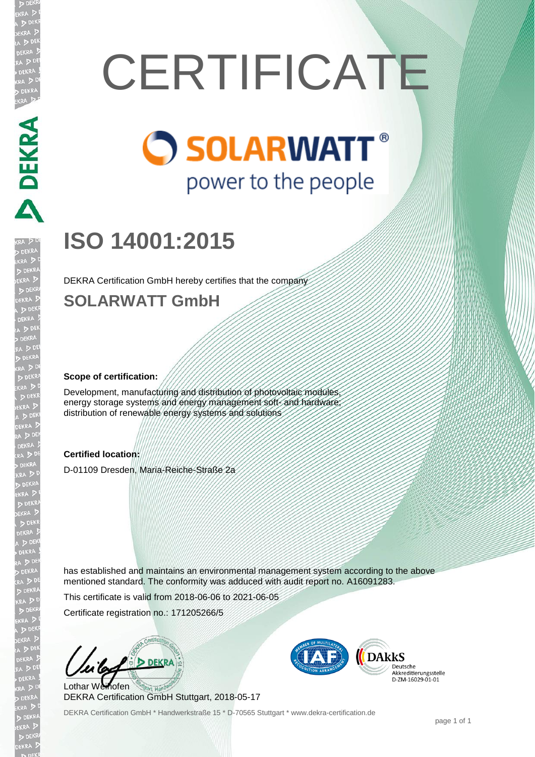# CERTIFICATE

SOLARWATT®
power to the people

## ISO 14001:2015

DEKRA Certification GmbH hereby certifies that the company

## SOLARWATT GmbH

**Scope of certification:**

Development, manufacturing and distribution of photovoltaic modules, energy storage systems and energy management soft- and hardware; distribution of renewable energy systems and solutions

**Certified location:**

D-01109 Dresden, Maria-Reiche-Straße 2a

has established and maintains an environmental management system according to the above mentioned standard. The conformity was adduced with audit report no. A16091283.

This certificate is valid from 2018-06-06 to 2021-06-05

Certificate registration no.: 171205266/5

Lothar Weihofen
DEKRA Certification GmbH Stuttgart, 2018-05-17

DAkkS Deutsche Akkreditierungsstelle D-ZM-16029-01-01

DEKRA Certification GmbH * Handwerkstraße 15 * D-70565 Stuttgart * www.dekra-certification.de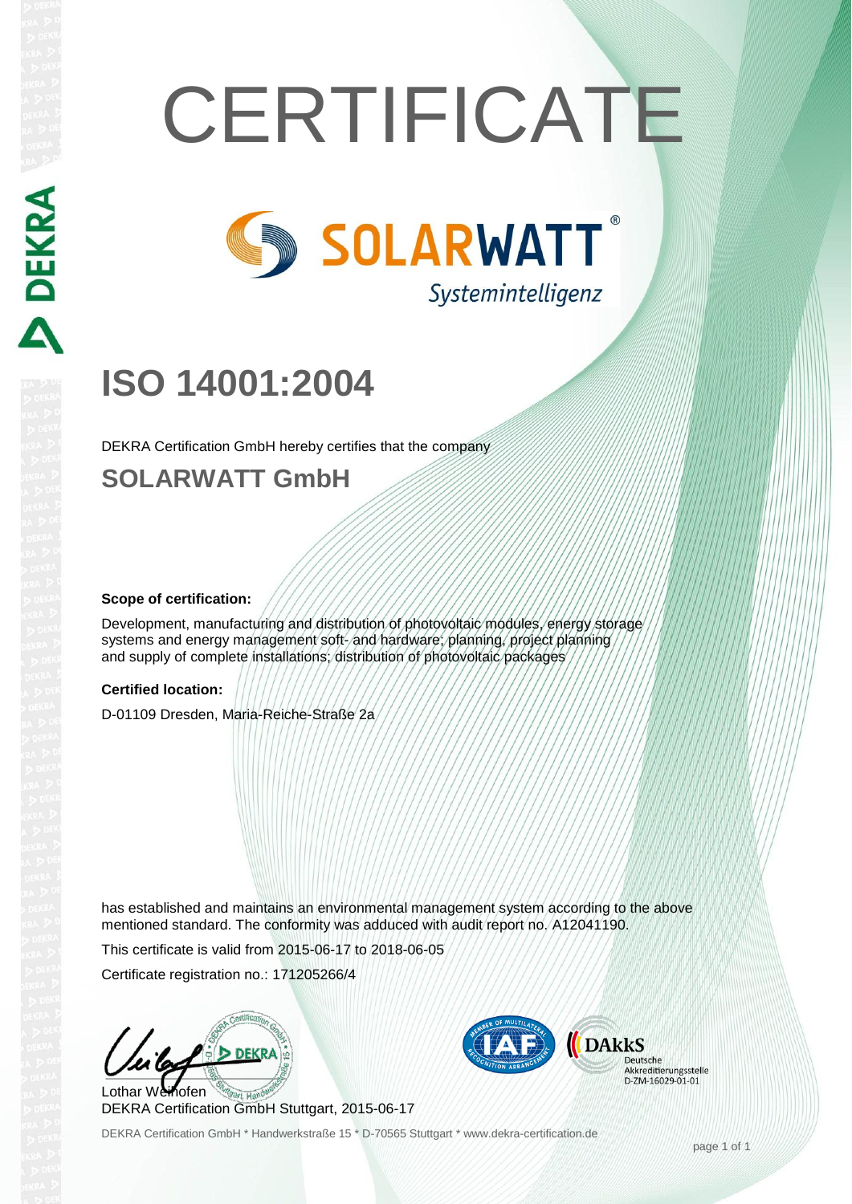# CERTIFICATE

SOLARWATT®
Systemintelligenz

## ISO 14001:2004

DEKRA Certification GmbH hereby certifies that the company

## SOLARWATT GmbH

**Scope of certification:**

Development, manufacturing and distribution of photovoltaic modules, energy storage systems and energy management soft- and hardware; planning, project planning and supply of complete installations; distribution of photovoltaic packages

**Certified location:**

D-01109 Dresden, Maria-Reiche-Straße 2a

has established and maintains an environmental management system according to the above mentioned standard. The conformity was adduced with audit report no. A12041190.

This certificate is valid from 2015-06-17 to 2018-06-05

Certificate registration no.: 171205266/4

Lothar Weihofen
DEKRA Certification GmbH Stuttgart, 2015-06-17

DAkkS
Deutsche Akkreditierungsstelle
D-ZM-16029-01-01

DEKRA Certification GmbH * Handwerkstraße 15 * D-70565 Stuttgart * www.dekra-certification.de